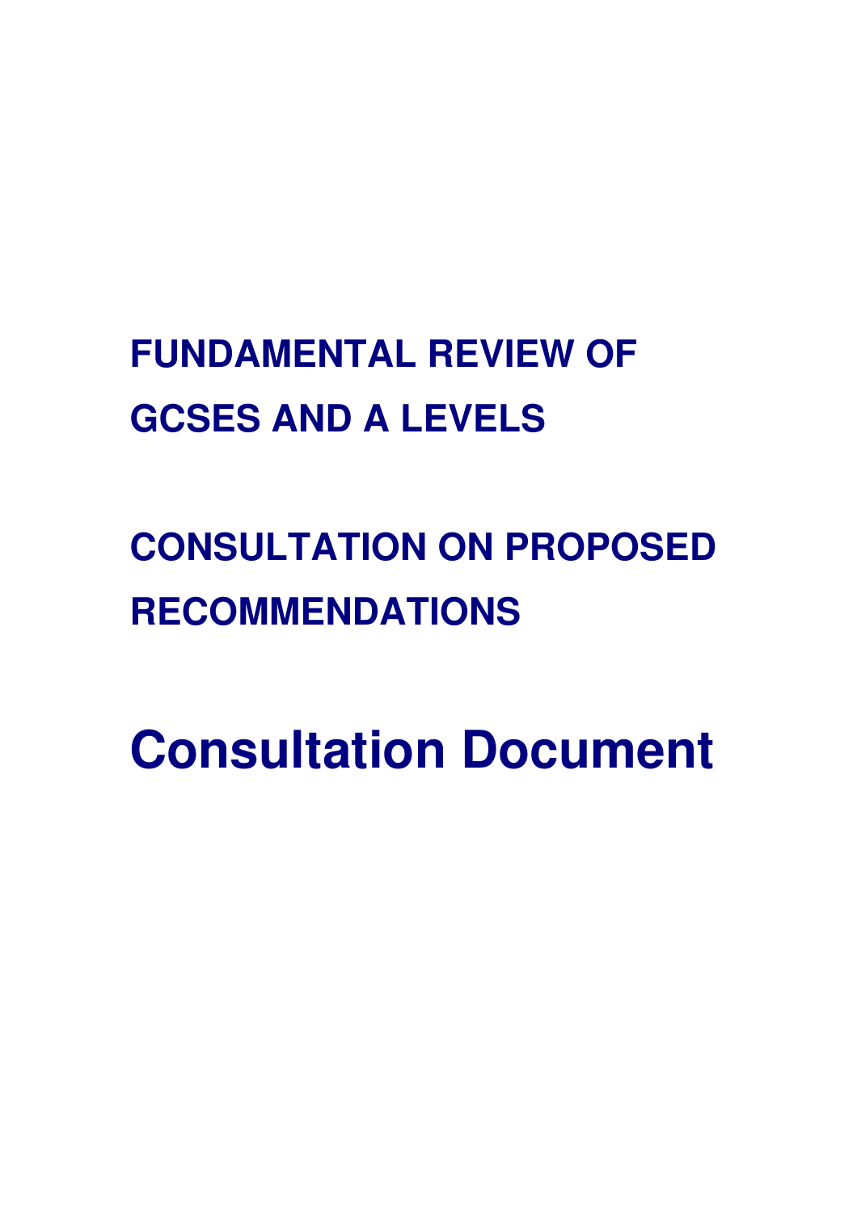# FUNDAMENTAL REVIEW OF GCSES AND A LEVELS

## CONSULTATION ON PROPOSED RECOMMENDATIONS

# Consultation Document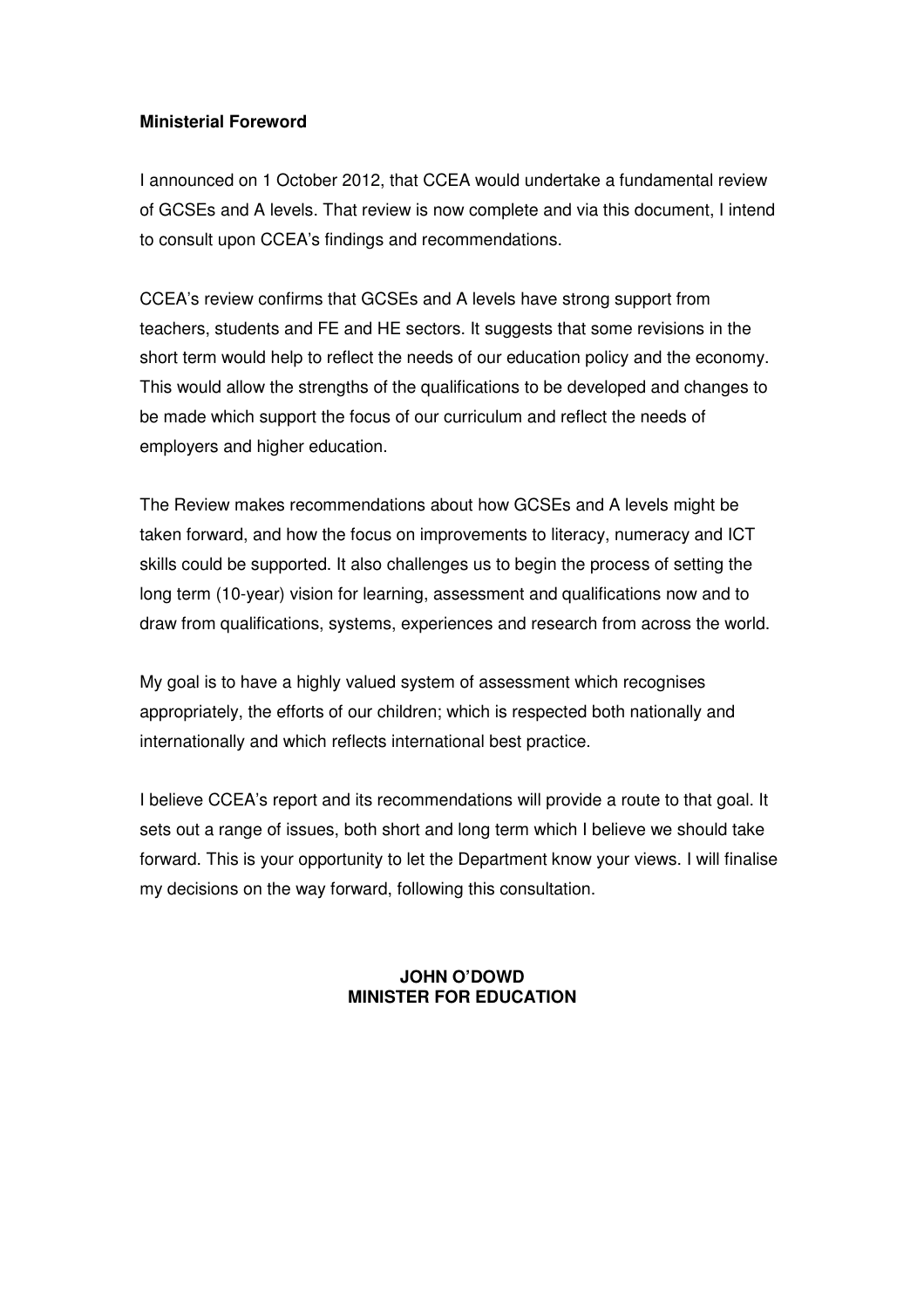**Ministerial Foreword**

I announced on 1 October 2012, that CCEA would undertake a fundamental review of GCSEs and A levels. That review is now complete and via this document, I intend to consult upon CCEA's findings and recommendations.

CCEA's review confirms that GCSEs and A levels have strong support from teachers, students and FE and HE sectors. It suggests that some revisions in the short term would help to reflect the needs of our education policy and the economy. This would allow the strengths of the qualifications to be developed and changes to be made which support the focus of our curriculum and reflect the needs of employers and higher education.

The Review makes recommendations about how GCSEs and A levels might be taken forward, and how the focus on improvements to literacy, numeracy and ICT skills could be supported. It also challenges us to begin the process of setting the long term (10-year) vision for learning, assessment and qualifications now and to draw from qualifications, systems, experiences and research from across the world.

My goal is to have a highly valued system of assessment which recognises appropriately, the efforts of our children; which is respected both nationally and internationally and which reflects international best practice.

I believe CCEA's report and its recommendations will provide a route to that goal. It sets out a range of issues, both short and long term which I believe we should take forward. This is your opportunity to let the Department know your views. I will finalise my decisions on the way forward, following this consultation.

**JOHN O'DOWD**
**MINISTER FOR EDUCATION**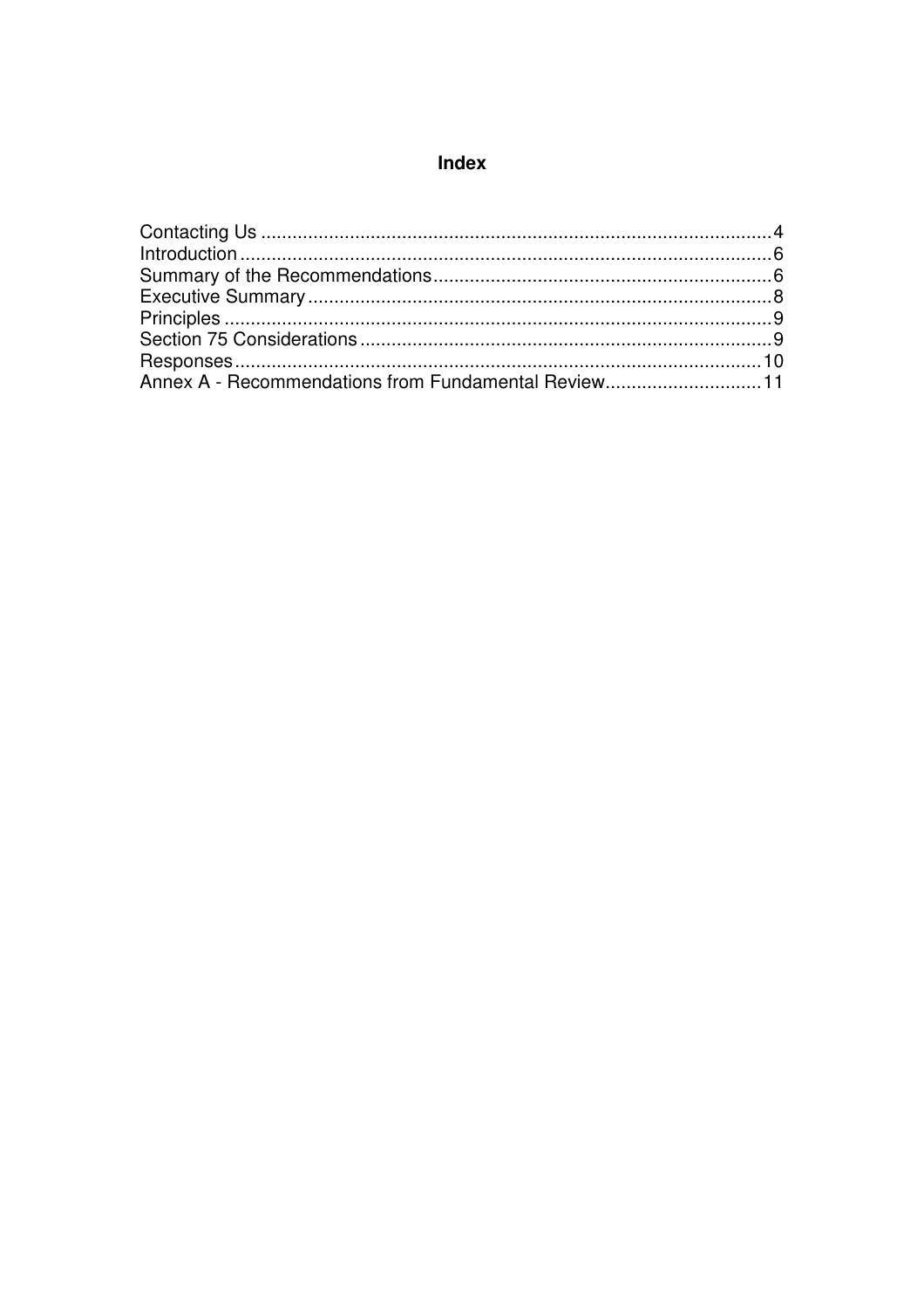# Index

Contacting Us ........................................................................................... 4
Introduction ............................................................................................... 6
Summary of the Recommendations ............................................................ 6
Executive Summary .................................................................................... 8
Principles ................................................................................................... 9
Section 75 Considerations .......................................................................... 9
Responses ................................................................................................ 10
Annex A - Recommendations from Fundamental Review ............................ 11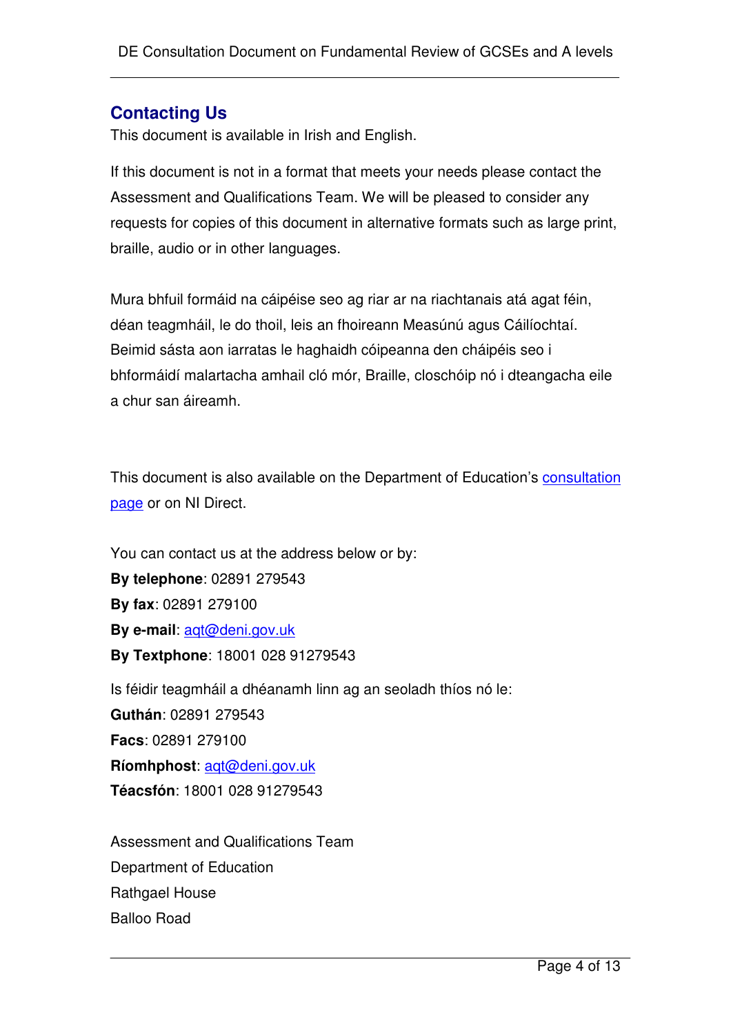## Contacting Us

This document is available in Irish and English.

If this document is not in a format that meets your needs please contact the Assessment and Qualifications Team. We will be pleased to consider any requests for copies of this document in alternative formats such as large print, braille, audio or in other languages.

Mura bhfuil formáid na cáipéise seo ag riar ar na riachtanais atá agat féin, déan teagmháil, le do thoil, leis an fhoireann Measúnú agus Cáilíochtaí. Beimid sásta aon iarratas le haghaidh cóipeanna den cháipéis seo i bhformáidí malartacha amhail cló mór, Braille, closchóip nó i dteangacha eile a chur san áireamh.

This document is also available on the Department of Education's consultation page or on NI Direct.

You can contact us at the address below or by:
**By telephone**: 02891 279543
**By fax**: 02891 279100
**By e-mail**: aqt@deni.gov.uk
**By Textphone**: 18001 028 91279543

Is féidir teagmháil a dhéanamh linn ag an seoladh thíos nó le:
**Guthán**: 02891 279543
**Facs**: 02891 279100
**Ríomhphost**: aqt@deni.gov.uk
**Téacsfón**: 18001 028 91279543

Assessment and Qualifications Team
Department of Education
Rathgael House
Balloo Road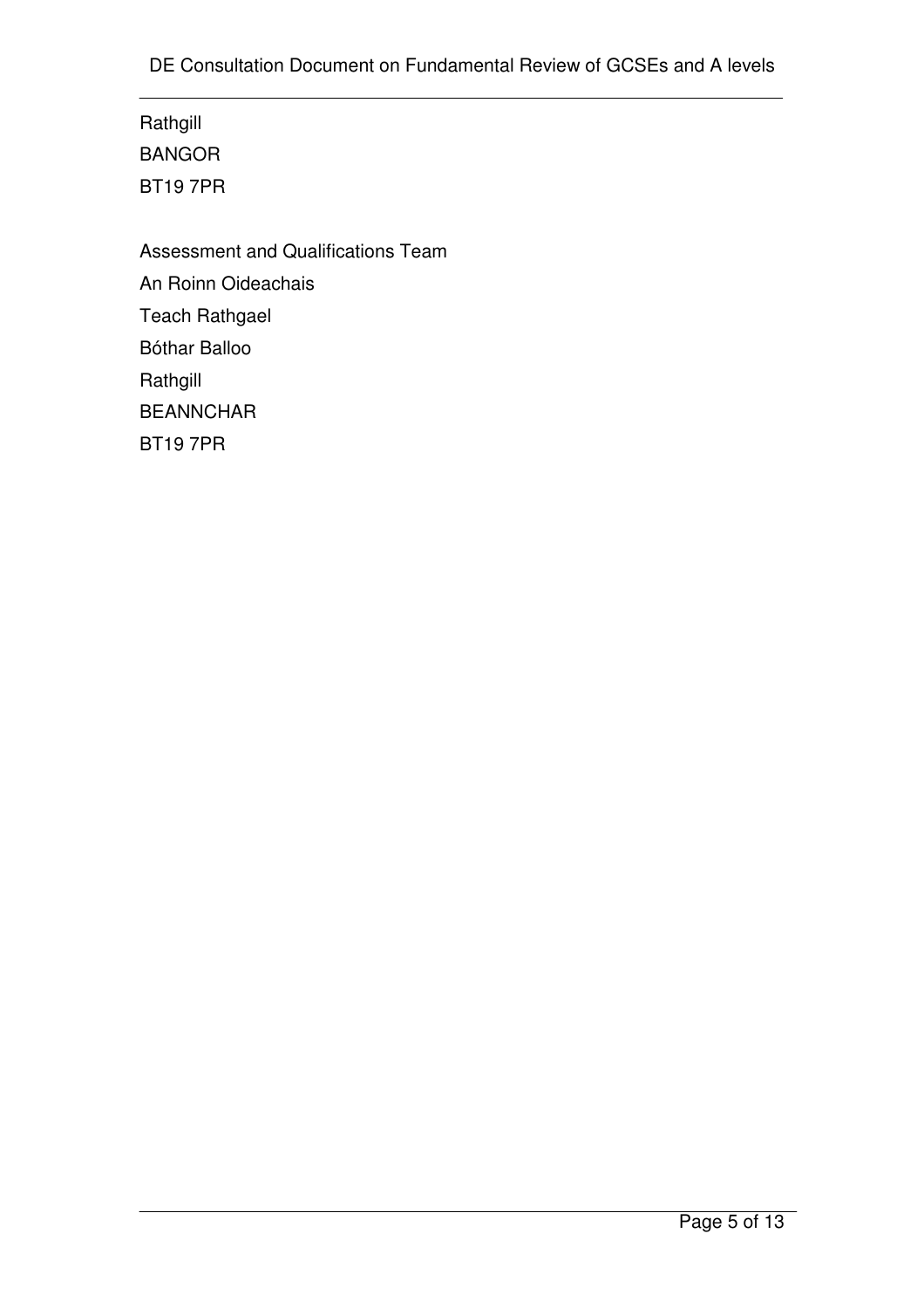Rathgill
BANGOR
BT19 7PR

Assessment and Qualifications Team
An Roinn Oideachais
Teach Rathgael
Bóthar Balloo
Rathgill
BEANNCHAR
BT19 7PR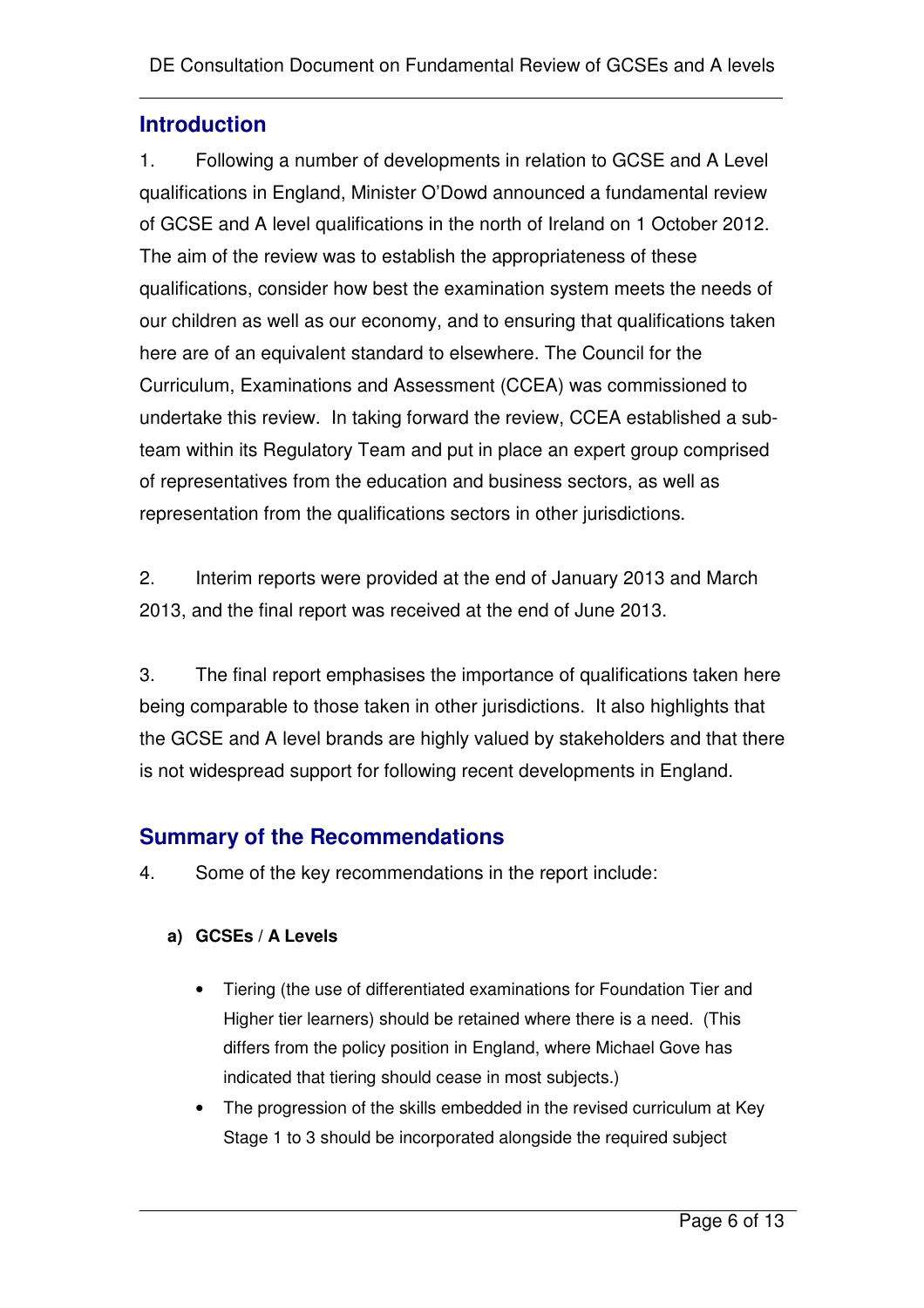## Introduction

1. Following a number of developments in relation to GCSE and A Level qualifications in England, Minister O'Dowd announced a fundamental review of GCSE and A level qualifications in the north of Ireland on 1 October 2012. The aim of the review was to establish the appropriateness of these qualifications, consider how best the examination system meets the needs of our children as well as our economy, and to ensuring that qualifications taken here are of an equivalent standard to elsewhere. The Council for the Curriculum, Examinations and Assessment (CCEA) was commissioned to undertake this review. In taking forward the review, CCEA established a sub-team within its Regulatory Team and put in place an expert group comprised of representatives from the education and business sectors, as well as representation from the qualifications sectors in other jurisdictions.

2. Interim reports were provided at the end of January 2013 and March 2013, and the final report was received at the end of June 2013.

3. The final report emphasises the importance of qualifications taken here being comparable to those taken in other jurisdictions. It also highlights that the GCSE and A level brands are highly valued by stakeholders and that there is not widespread support for following recent developments in England.

## Summary of the Recommendations

4. Some of the key recommendations in the report include:

**a) GCSEs / A Levels**

- Tiering (the use of differentiated examinations for Foundation Tier and Higher tier learners) should be retained where there is a need. (This differs from the policy position in England, where Michael Gove has indicated that tiering should cease in most subjects.)
- The progression of the skills embedded in the revised curriculum at Key Stage 1 to 3 should be incorporated alongside the required subject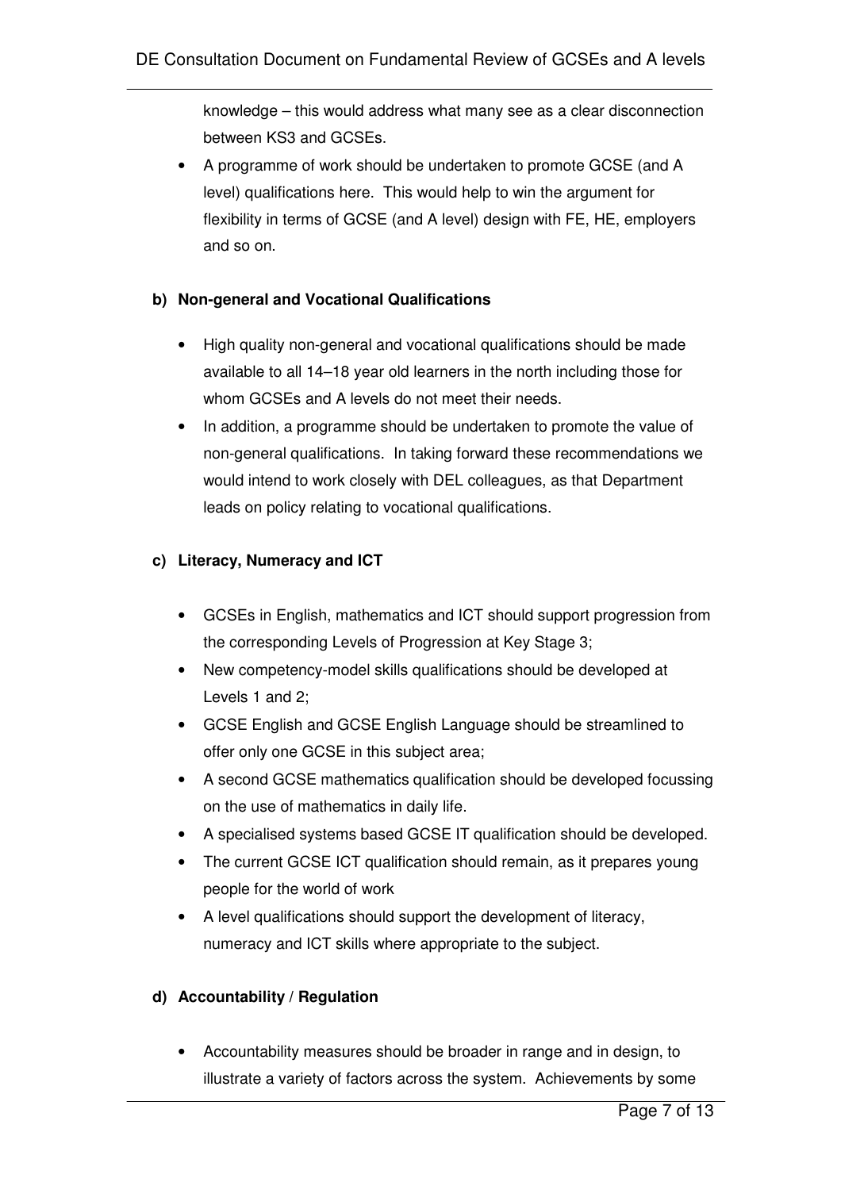knowledge – this would address what many see as a clear disconnection between KS3 and GCSEs.

- A programme of work should be undertaken to promote GCSE (and A level) qualifications here. This would help to win the argument for flexibility in terms of GCSE (and A level) design with FE, HE, employers and so on.

**b) Non-general and Vocational Qualifications**

- High quality non-general and vocational qualifications should be made available to all 14–18 year old learners in the north including those for whom GCSEs and A levels do not meet their needs.
- In addition, a programme should be undertaken to promote the value of non-general qualifications. In taking forward these recommendations we would intend to work closely with DEL colleagues, as that Department leads on policy relating to vocational qualifications.

**c) Literacy, Numeracy and ICT**

- GCSEs in English, mathematics and ICT should support progression from the corresponding Levels of Progression at Key Stage 3;
- New competency-model skills qualifications should be developed at Levels 1 and 2;
- GCSE English and GCSE English Language should be streamlined to offer only one GCSE in this subject area;
- A second GCSE mathematics qualification should be developed focussing on the use of mathematics in daily life.
- A specialised systems based GCSE IT qualification should be developed.
- The current GCSE ICT qualification should remain, as it prepares young people for the world of work
- A level qualifications should support the development of literacy, numeracy and ICT skills where appropriate to the subject.

**d) Accountability / Regulation**

- Accountability measures should be broader in range and in design, to illustrate a variety of factors across the system. Achievements by some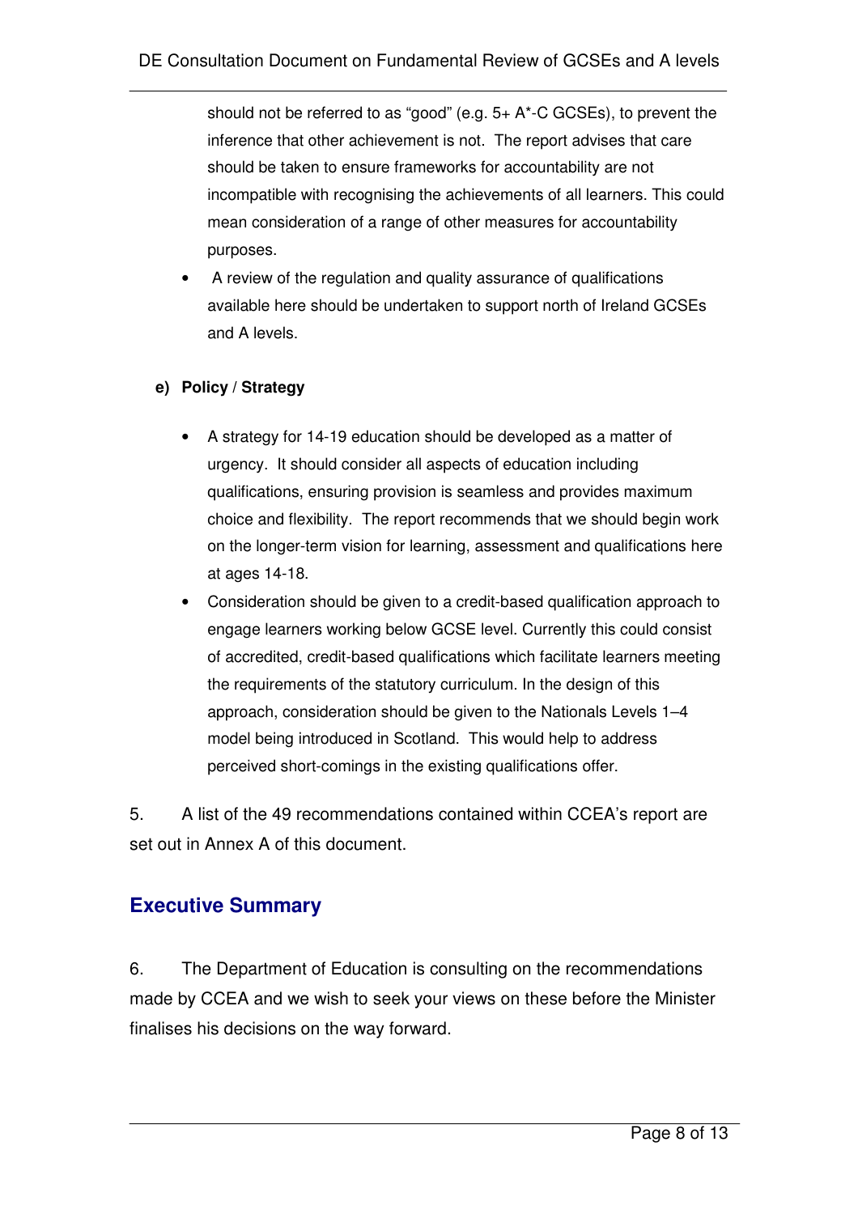should not be referred to as "good" (e.g. 5+ A*-C GCSEs), to prevent the inference that other achievement is not. The report advises that care should be taken to ensure frameworks for accountability are not incompatible with recognising the achievements of all learners. This could mean consideration of a range of other measures for accountability purposes.

- A review of the regulation and quality assurance of qualifications available here should be undertaken to support north of Ireland GCSEs and A levels.

**e) Policy / Strategy**

- A strategy for 14-19 education should be developed as a matter of urgency. It should consider all aspects of education including qualifications, ensuring provision is seamless and provides maximum choice and flexibility. The report recommends that we should begin work on the longer-term vision for learning, assessment and qualifications here at ages 14-18.
- Consideration should be given to a credit-based qualification approach to engage learners working below GCSE level. Currently this could consist of accredited, credit-based qualifications which facilitate learners meeting the requirements of the statutory curriculum. In the design of this approach, consideration should be given to the Nationals Levels 1–4 model being introduced in Scotland. This would help to address perceived short-comings in the existing qualifications offer.

5. A list of the 49 recommendations contained within CCEA's report are set out in Annex A of this document.

## Executive Summary

6. The Department of Education is consulting on the recommendations made by CCEA and we wish to seek your views on these before the Minister finalises his decisions on the way forward.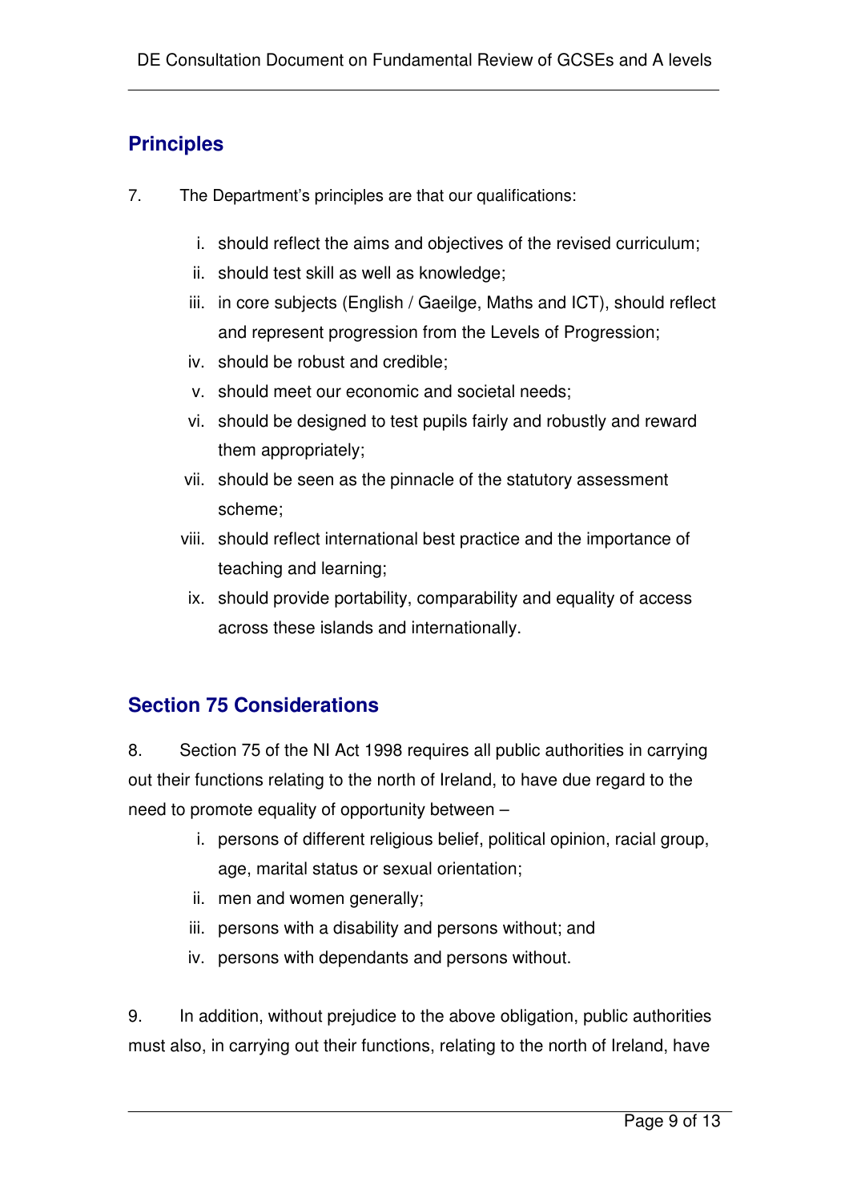## Principles

7. The Department's principles are that our qualifications:

   i. should reflect the aims and objectives of the revised curriculum;
   ii. should test skill as well as knowledge;
   iii. in core subjects (English / Gaeilge, Maths and ICT), should reflect and represent progression from the Levels of Progression;
   iv. should be robust and credible;
   v. should meet our economic and societal needs;
   vi. should be designed to test pupils fairly and robustly and reward them appropriately;
   vii. should be seen as the pinnacle of the statutory assessment scheme;
   viii. should reflect international best practice and the importance of teaching and learning;
   ix. should provide portability, comparability and equality of access across these islands and internationally.

## Section 75 Considerations

8. Section 75 of the NI Act 1998 requires all public authorities in carrying out their functions relating to the north of Ireland, to have due regard to the need to promote equality of opportunity between –

   i. persons of different religious belief, political opinion, racial group, age, marital status or sexual orientation;
   ii. men and women generally;
   iii. persons with a disability and persons without; and
   iv. persons with dependants and persons without.

9. In addition, without prejudice to the above obligation, public authorities must also, in carrying out their functions, relating to the north of Ireland, have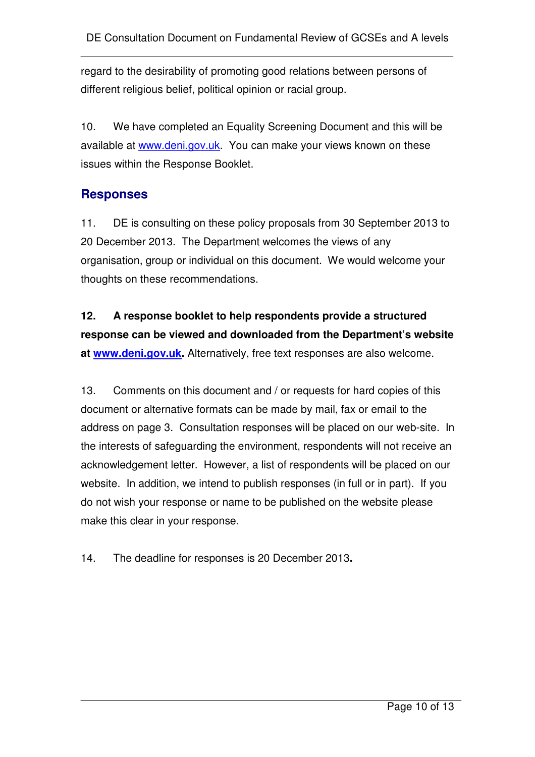regard to the desirability of promoting good relations between persons of different religious belief, political opinion or racial group.

10. We have completed an Equality Screening Document and this will be available at www.deni.gov.uk. You can make your views known on these issues within the Response Booklet.

## Responses

11. DE is consulting on these policy proposals from 30 September 2013 to 20 December 2013. The Department welcomes the views of any organisation, group or individual on this document. We would welcome your thoughts on these recommendations.

**12. A response booklet to help respondents provide a structured response can be viewed and downloaded from the Department's website at www.deni.gov.uk.** Alternatively, free text responses are also welcome.

13. Comments on this document and / or requests for hard copies of this document or alternative formats can be made by mail, fax or email to the address on page 3. Consultation responses will be placed on our web-site. In the interests of safeguarding the environment, respondents will not receive an acknowledgement letter. However, a list of respondents will be placed on our website. In addition, we intend to publish responses (in full or in part). If you do not wish your response or name to be published on the website please make this clear in your response.

14. The deadline for responses is 20 December 2013**.**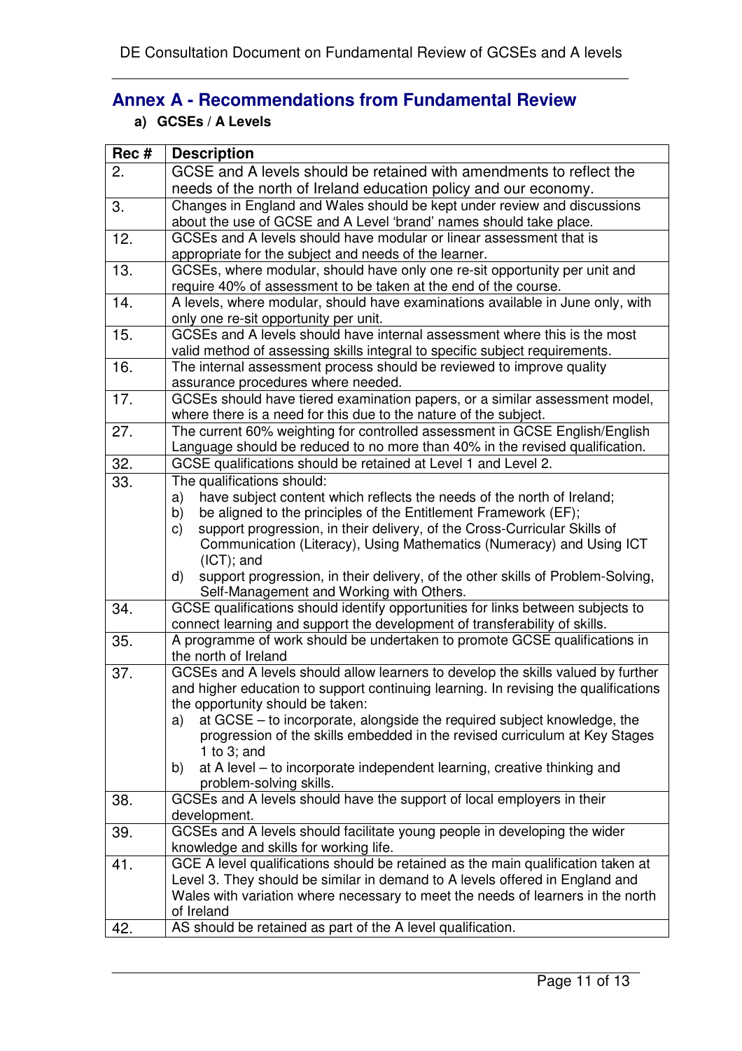## Annex A - Recommendations from Fundamental Review

### a) GCSEs / A Levels

| Rec # | Description |
|---|---|
| 2. | GCSE and A levels should be retained with amendments to reflect the needs of the north of Ireland education policy and our economy. |
| 3. | Changes in England and Wales should be kept under review and discussions about the use of GCSE and A Level 'brand' names should take place. |
| 12. | GCSEs and A levels should have modular or linear assessment that is appropriate for the subject and needs of the learner. |
| 13. | GCSEs, where modular, should have only one re-sit opportunity per unit and require 40% of assessment to be taken at the end of the course. |
| 14. | A levels, where modular, should have examinations available in June only, with only one re-sit opportunity per unit. |
| 15. | GCSEs and A levels should have internal assessment where this is the most valid method of assessing skills integral to specific subject requirements. |
| 16. | The internal assessment process should be reviewed to improve quality assurance procedures where needed. |
| 17. | GCSEs should have tiered examination papers, or a similar assessment model, where there is a need for this due to the nature of the subject. |
| 27. | The current 60% weighting for controlled assessment in GCSE English/English Language should be reduced to no more than 40% in the revised qualification. |
| 32. | GCSE qualifications should be retained at Level 1 and Level 2. |
| 33. | The qualifications should:<br>a) have subject content which reflects the needs of the north of Ireland;<br>b) be aligned to the principles of the Entitlement Framework (EF);<br>c) support progression, in their delivery, of the Cross-Curricular Skills of Communication (Literacy), Using Mathematics (Numeracy) and Using ICT (ICT); and<br>d) support progression, in their delivery, of the other skills of Problem-Solving, Self-Management and Working with Others. |
| 34. | GCSE qualifications should identify opportunities for links between subjects to connect learning and support the development of transferability of skills. |
| 35. | A programme of work should be undertaken to promote GCSE qualifications in the north of Ireland |
| 37. | GCSEs and A levels should allow learners to develop the skills valued by further and higher education to support continuing learning. In revising the qualifications the opportunity should be taken:<br>a) at GCSE – to incorporate, alongside the required subject knowledge, the progression of the skills embedded in the revised curriculum at Key Stages 1 to 3; and<br>b) at A level – to incorporate independent learning, creative thinking and problem-solving skills. |
| 38. | GCSEs and A levels should have the support of local employers in their development. |
| 39. | GCSEs and A levels should facilitate young people in developing the wider knowledge and skills for working life. |
| 41. | GCE A level qualifications should be retained as the main qualification taken at Level 3. They should be similar in demand to A levels offered in England and Wales with variation where necessary to meet the needs of learners in the north of Ireland |
| 42. | AS should be retained as part of the A level qualification. |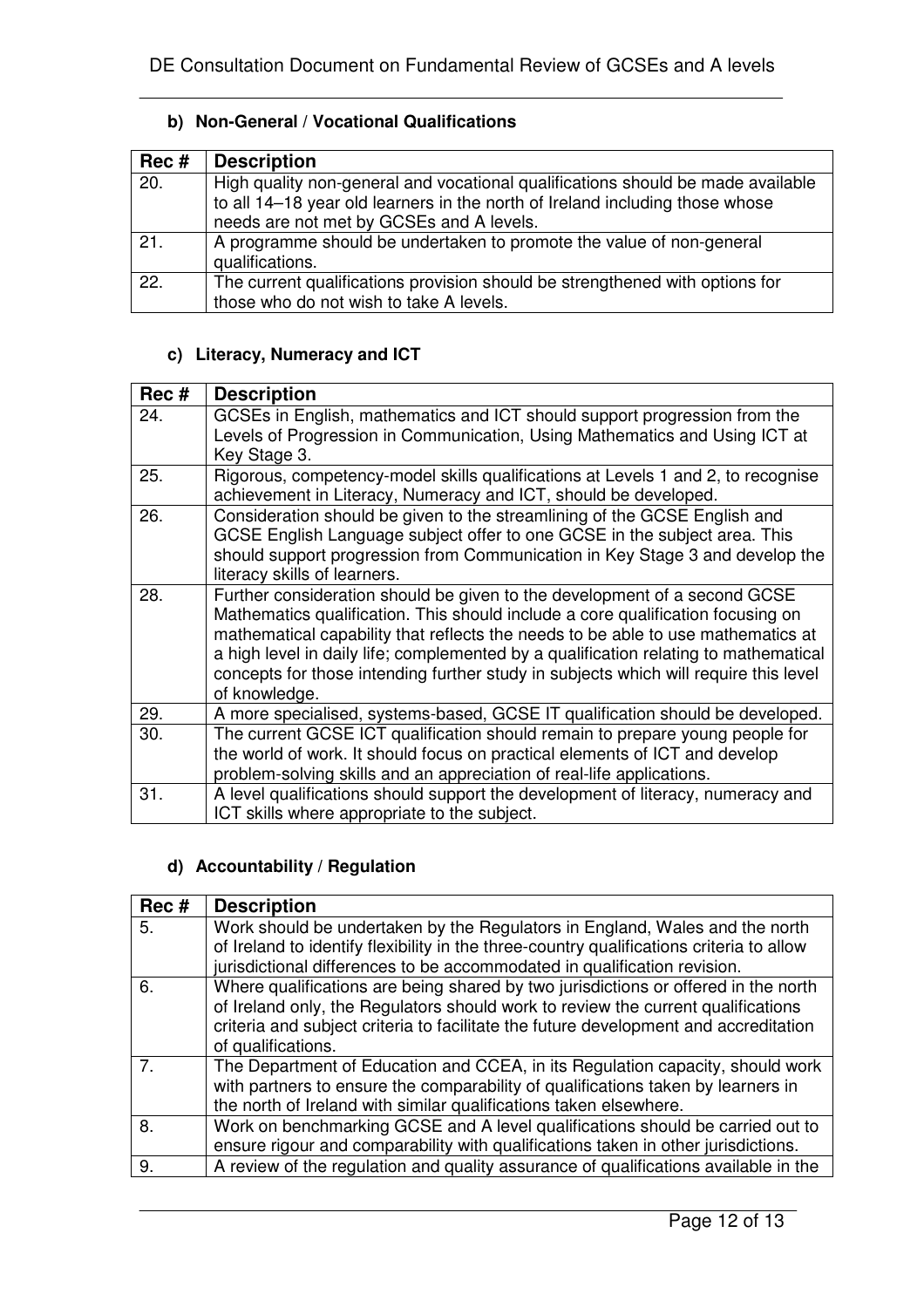### b) Non-General / Vocational Qualifications

| Rec # | Description |
|---|---|
| 20. | High quality non-general and vocational qualifications should be made available to all 14–18 year old learners in the north of Ireland including those whose needs are not met by GCSEs and A levels. |
| 21. | A programme should be undertaken to promote the value of non-general qualifications. |
| 22. | The current qualifications provision should be strengthened with options for those who do not wish to take A levels. |

### c) Literacy, Numeracy and ICT

| Rec # | Description |
|---|---|
| 24. | GCSEs in English, mathematics and ICT should support progression from the Levels of Progression in Communication, Using Mathematics and Using ICT at Key Stage 3. |
| 25. | Rigorous, competency-model skills qualifications at Levels 1 and 2, to recognise achievement in Literacy, Numeracy and ICT, should be developed. |
| 26. | Consideration should be given to the streamlining of the GCSE English and GCSE English Language subject offer to one GCSE in the subject area. This should support progression from Communication in Key Stage 3 and develop the literacy skills of learners. |
| 28. | Further consideration should be given to the development of a second GCSE Mathematics qualification. This should include a core qualification focusing on mathematical capability that reflects the needs to be able to use mathematics at a high level in daily life; complemented by a qualification relating to mathematical concepts for those intending further study in subjects which will require this level of knowledge. |
| 29. | A more specialised, systems-based, GCSE IT qualification should be developed. |
| 30. | The current GCSE ICT qualification should remain to prepare young people for the world of work. It should focus on practical elements of ICT and develop problem-solving skills and an appreciation of real-life applications. |
| 31. | A level qualifications should support the development of literacy, numeracy and ICT skills where appropriate to the subject. |

### d) Accountability / Regulation

| Rec # | Description |
|---|---|
| 5. | Work should be undertaken by the Regulators in England, Wales and the north of Ireland to identify flexibility in the three-country qualifications criteria to allow jurisdictional differences to be accommodated in qualification revision. |
| 6. | Where qualifications are being shared by two jurisdictions or offered in the north of Ireland only, the Regulators should work to review the current qualifications criteria and subject criteria to facilitate the future development and accreditation of qualifications. |
| 7. | The Department of Education and CCEA, in its Regulation capacity, should work with partners to ensure the comparability of qualifications taken by learners in the north of Ireland with similar qualifications taken elsewhere. |
| 8. | Work on benchmarking GCSE and A level qualifications should be carried out to ensure rigour and comparability with qualifications taken in other jurisdictions. |
| 9. | A review of the regulation and quality assurance of qualifications available in the |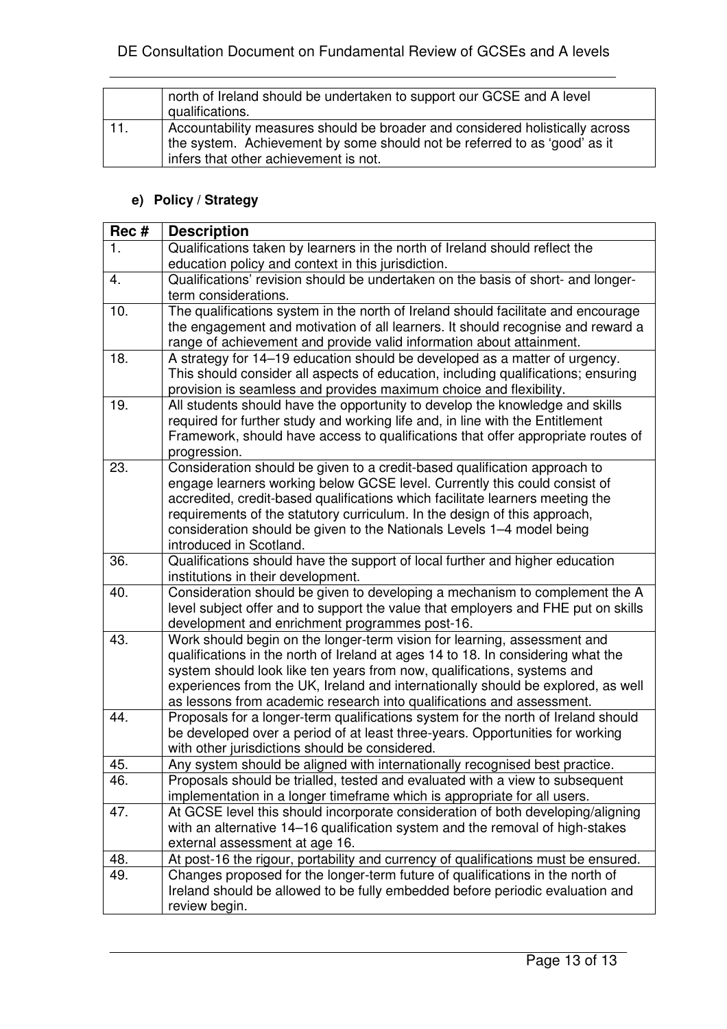| | |
|---|---|
| | north of Ireland should be undertaken to support our GCSE and A level qualifications. |
| 11. | Accountability measures should be broader and considered holistically across the system. Achievement by some should not be referred to as 'good' as it infers that other achievement is not. |

#### e) Policy / Strategy

| Rec # | Description |
|---|---|
| 1. | Qualifications taken by learners in the north of Ireland should reflect the education policy and context in this jurisdiction. |
| 4. | Qualifications' revision should be undertaken on the basis of short- and longer-term considerations. |
| 10. | The qualifications system in the north of Ireland should facilitate and encourage the engagement and motivation of all learners. It should recognise and reward a range of achievement and provide valid information about attainment. |
| 18. | A strategy for 14–19 education should be developed as a matter of urgency. This should consider all aspects of education, including qualifications; ensuring provision is seamless and provides maximum choice and flexibility. |
| 19. | All students should have the opportunity to develop the knowledge and skills required for further study and working life and, in line with the Entitlement Framework, should have access to qualifications that offer appropriate routes of progression. |
| 23. | Consideration should be given to a credit-based qualification approach to engage learners working below GCSE level. Currently this could consist of accredited, credit-based qualifications which facilitate learners meeting the requirements of the statutory curriculum. In the design of this approach, consideration should be given to the Nationals Levels 1–4 model being introduced in Scotland. |
| 36. | Qualifications should have the support of local further and higher education institutions in their development. |
| 40. | Consideration should be given to developing a mechanism to complement the A level subject offer and to support the value that employers and FHE put on skills development and enrichment programmes post-16. |
| 43. | Work should begin on the longer-term vision for learning, assessment and qualifications in the north of Ireland at ages 14 to 18. In considering what the system should look like ten years from now, qualifications, systems and experiences from the UK, Ireland and internationally should be explored, as well as lessons from academic research into qualifications and assessment. |
| 44. | Proposals for a longer-term qualifications system for the north of Ireland should be developed over a period of at least three-years. Opportunities for working with other jurisdictions should be considered. |
| 45. | Any system should be aligned with internationally recognised best practice. |
| 46. | Proposals should be trialled, tested and evaluated with a view to subsequent implementation in a longer timeframe which is appropriate for all users. |
| 47. | At GCSE level this should incorporate consideration of both developing/aligning with an alternative 14–16 qualification system and the removal of high-stakes external assessment at age 16. |
| 48. | At post-16 the rigour, portability and currency of qualifications must be ensured. |
| 49. | Changes proposed for the longer-term future of qualifications in the north of Ireland should be allowed to be fully embedded before periodic evaluation and review begin. |